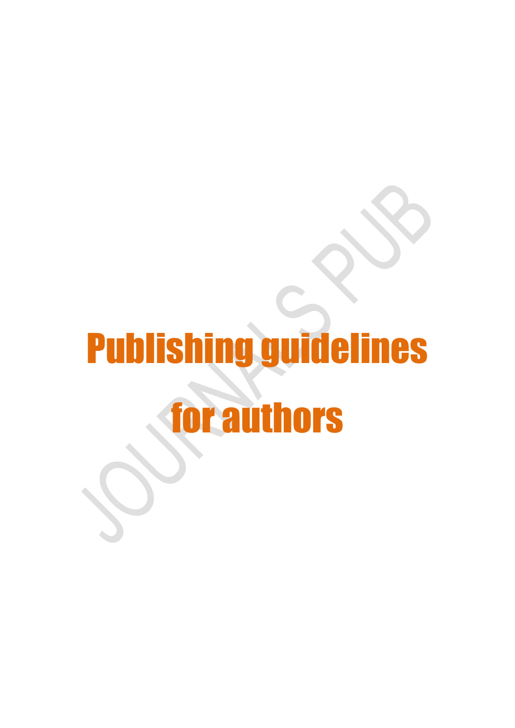# Publishing guidelines for authors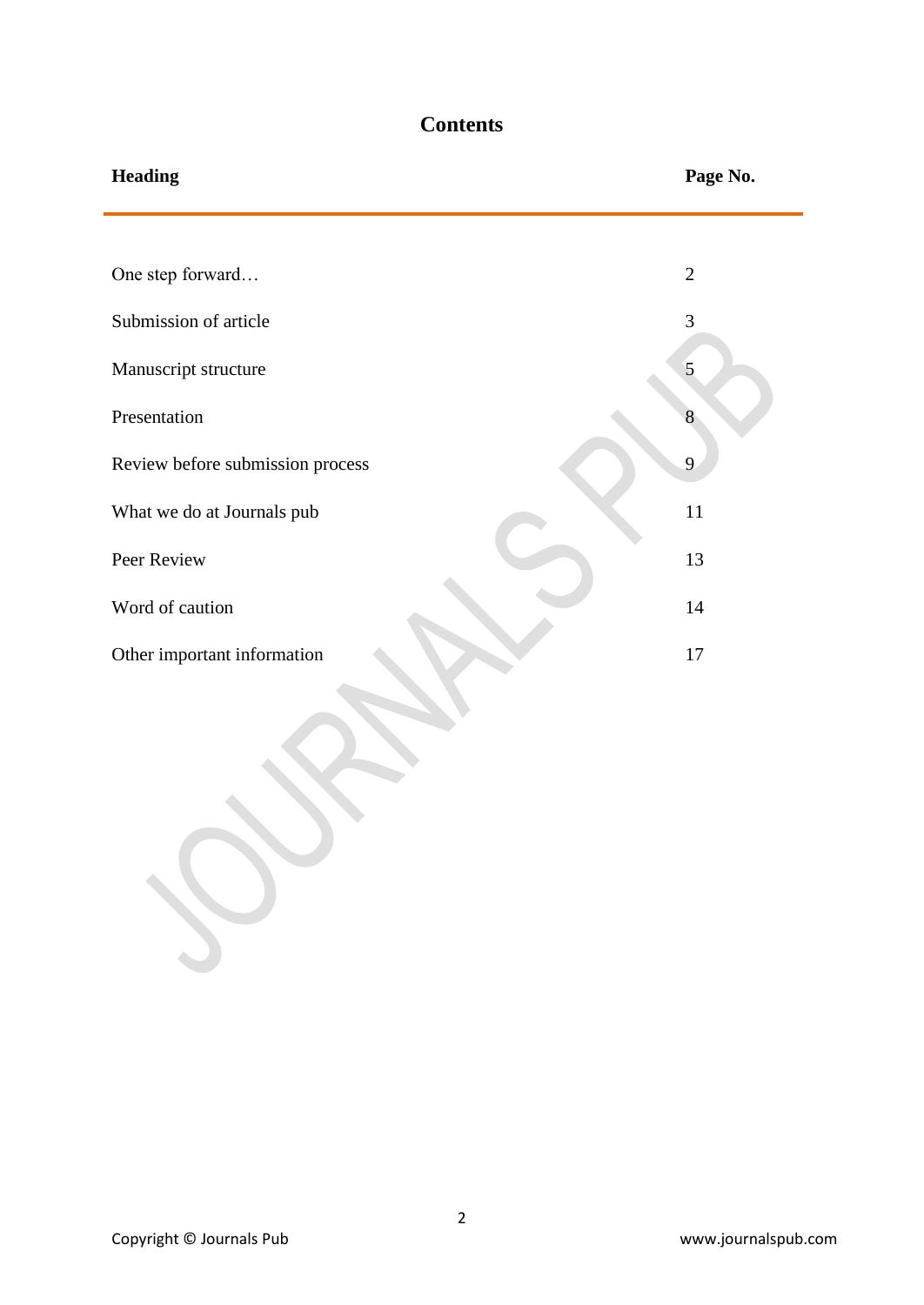# Contents

| Heading | Page No. |
| --- | --- |
| One step forward… | 2 |
| Submission of article | 3 |
| Manuscript structure | 5 |
| Presentation | 8 |
| Review before submission process | 9 |
| What we do at Journals pub | 11 |
| Peer Review | 13 |
| Word of caution | 14 |
| Other important information | 17 |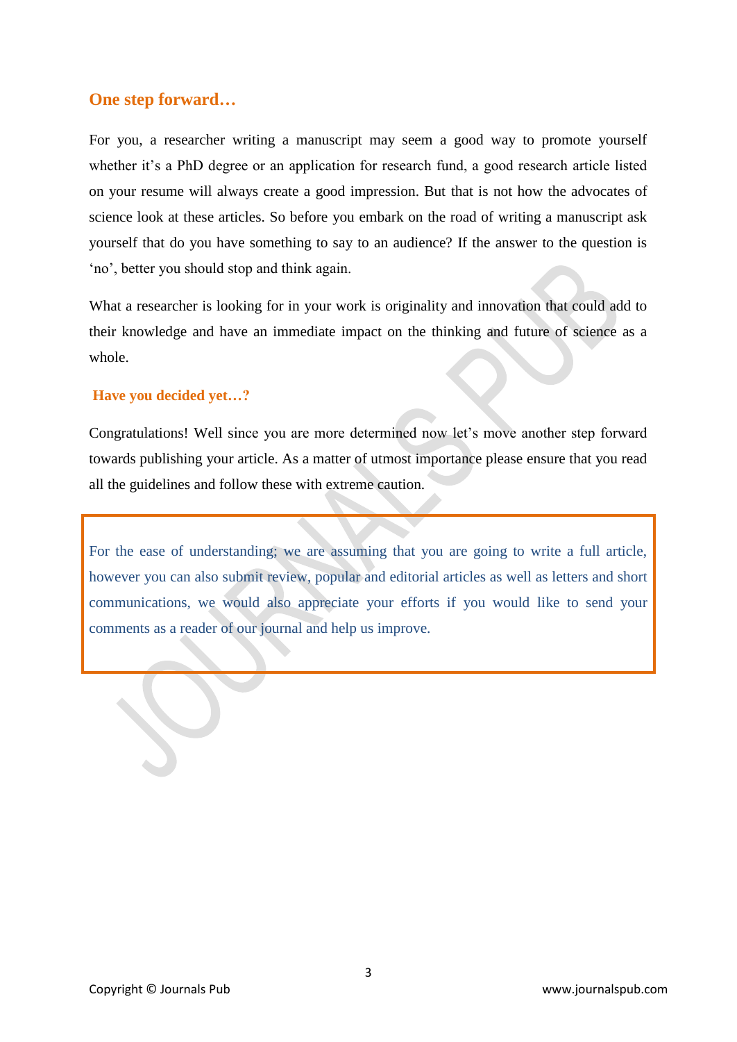## One step forward…

For you, a researcher writing a manuscript may seem a good way to promote yourself whether it's a PhD degree or an application for research fund, a good research article listed on your resume will always create a good impression. But that is not how the advocates of science look at these articles. So before you embark on the road of writing a manuscript ask yourself that do you have something to say to an audience? If the answer to the question is 'no', better you should stop and think again.

What a researcher is looking for in your work is originality and innovation that could add to their knowledge and have an immediate impact on the thinking and future of science as a whole.

### Have you decided yet…?

Congratulations! Well since you are more determined now let's move another step forward towards publishing your article. As a matter of utmost importance please ensure that you read all the guidelines and follow these with extreme caution.

> For the ease of understanding; we are assuming that you are going to write a full article, however you can also submit review, popular and editorial articles as well as letters and short communications, we would also appreciate your efforts if you would like to send your comments as a reader of our journal and help us improve.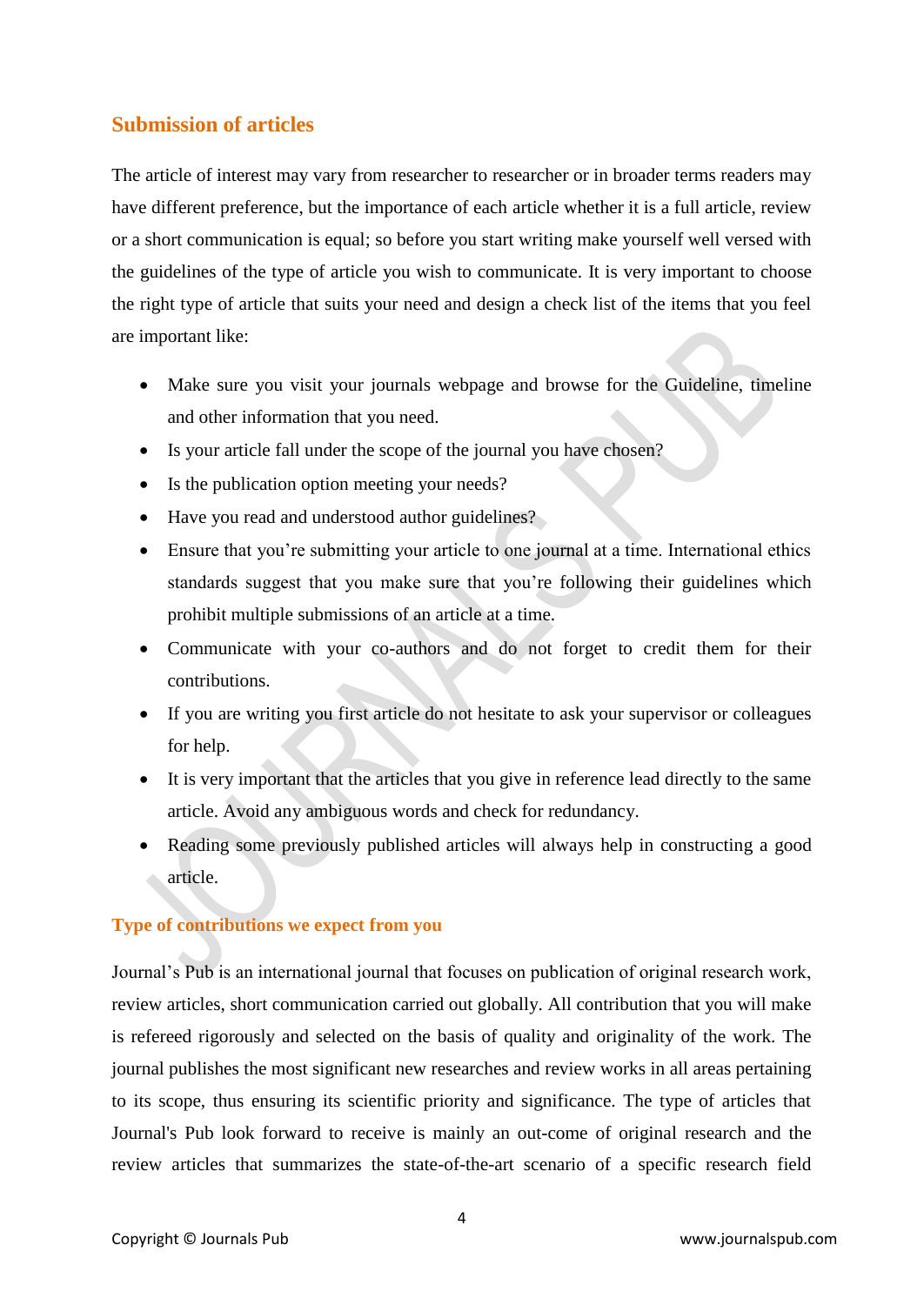## Submission of articles

The article of interest may vary from researcher to researcher or in broader terms readers may have different preference, but the importance of each article whether it is a full article, review or a short communication is equal; so before you start writing make yourself well versed with the guidelines of the type of article you wish to communicate. It is very important to choose the right type of article that suits your need and design a check list of the items that you feel are important like:

- Make sure you visit your journals webpage and browse for the Guideline, timeline and other information that you need.
- Is your article fall under the scope of the journal you have chosen?
- Is the publication option meeting your needs?
- Have you read and understood author guidelines?
- Ensure that you're submitting your article to one journal at a time. International ethics standards suggest that you make sure that you're following their guidelines which prohibit multiple submissions of an article at a time.
- Communicate with your co-authors and do not forget to credit them for their contributions.
- If you are writing you first article do not hesitate to ask your supervisor or colleagues for help.
- It is very important that the articles that you give in reference lead directly to the same article. Avoid any ambiguous words and check for redundancy.
- Reading some previously published articles will always help in constructing a good article.

### Type of contributions we expect from you

Journal's Pub is an international journal that focuses on publication of original research work, review articles, short communication carried out globally. All contribution that you will make is refereed rigorously and selected on the basis of quality and originality of the work. The journal publishes the most significant new researches and review works in all areas pertaining to its scope, thus ensuring its scientific priority and significance. The type of articles that Journal's Pub look forward to receive is mainly an out-come of original research and the review articles that summarizes the state-of-the-art scenario of a specific research field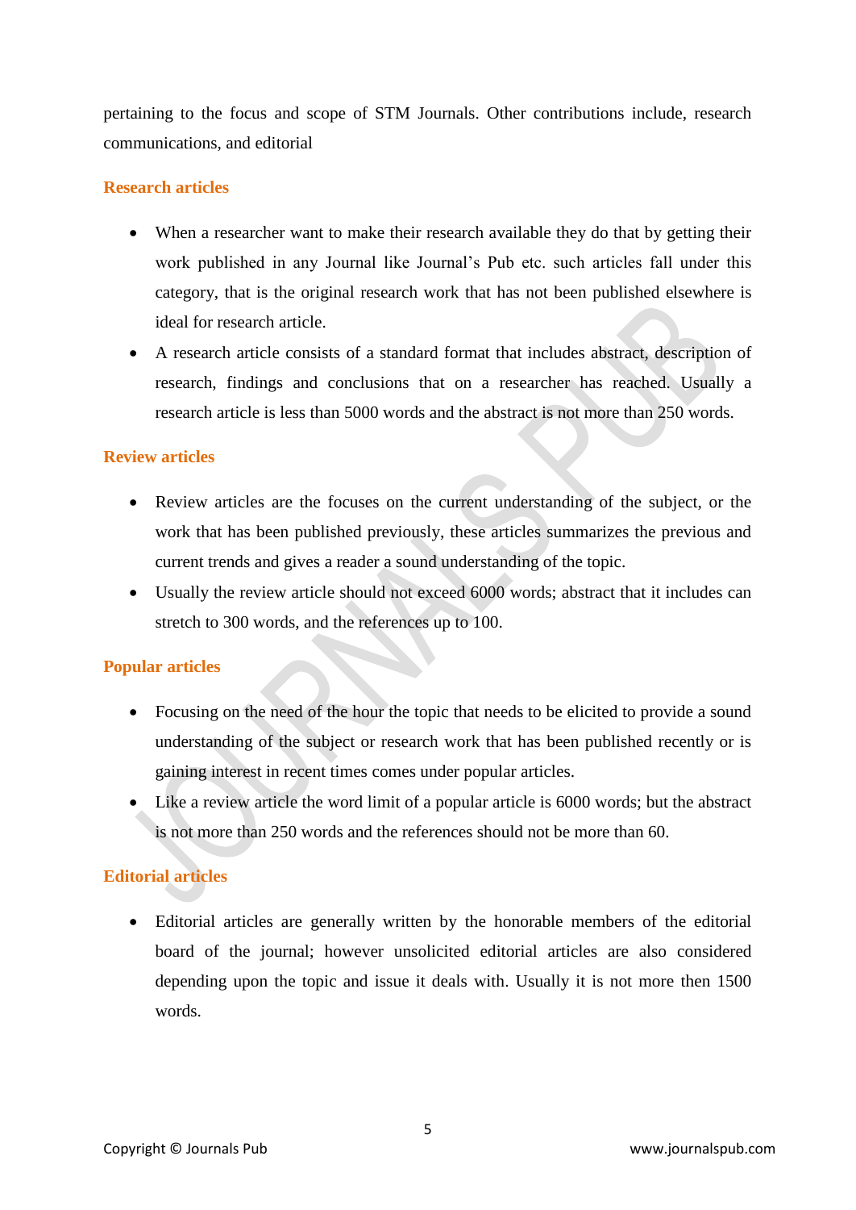pertaining to the focus and scope of STM Journals. Other contributions include, research communications, and editorial

## Research articles

- When a researcher want to make their research available they do that by getting their work published in any Journal like Journal's Pub etc. such articles fall under this category, that is the original research work that has not been published elsewhere is ideal for research article.
- A research article consists of a standard format that includes abstract, description of research, findings and conclusions that on a researcher has reached. Usually a research article is less than 5000 words and the abstract is not more than 250 words.

## Review articles

- Review articles are the focuses on the current understanding of the subject, or the work that has been published previously, these articles summarizes the previous and current trends and gives a reader a sound understanding of the topic.
- Usually the review article should not exceed 6000 words; abstract that it includes can stretch to 300 words, and the references up to 100.

## Popular articles

- Focusing on the need of the hour the topic that needs to be elicited to provide a sound understanding of the subject or research work that has been published recently or is gaining interest in recent times comes under popular articles.
- Like a review article the word limit of a popular article is 6000 words; but the abstract is not more than 250 words and the references should not be more than 60.

## Editorial articles

- Editorial articles are generally written by the honorable members of the editorial board of the journal; however unsolicited editorial articles are also considered depending upon the topic and issue it deals with. Usually it is not more then 1500 words.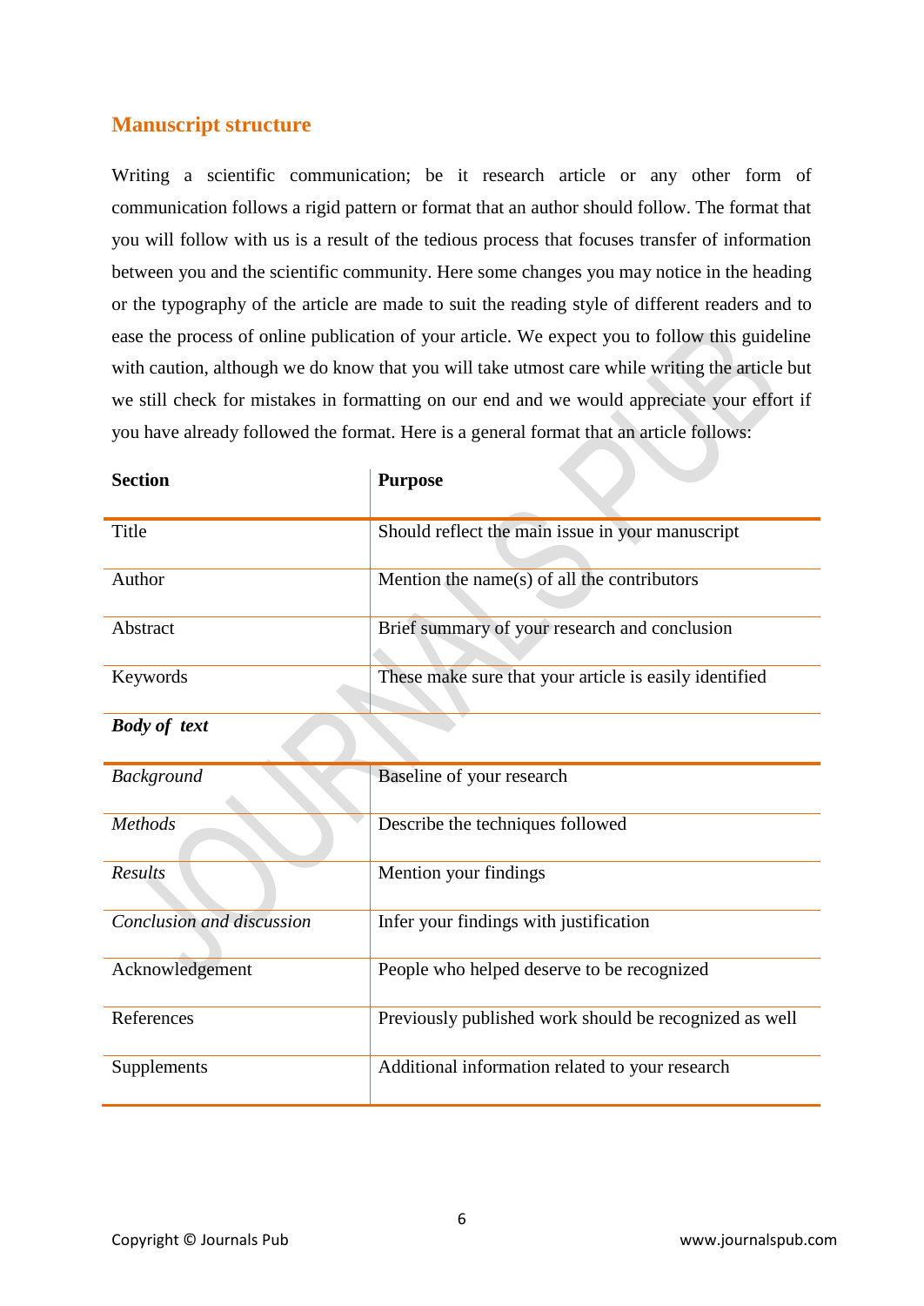## Manuscript structure

Writing a scientific communication; be it research article or any other form of communication follows a rigid pattern or format that an author should follow. The format that you will follow with us is a result of the tedious process that focuses transfer of information between you and the scientific community. Here some changes you may notice in the heading or the typography of the article are made to suit the reading style of different readers and to ease the process of online publication of your article. We expect you to follow this guideline with caution, although we do know that you will take utmost care while writing the article but we still check for mistakes in formatting on our end and we would appreciate your effort if you have already followed the format. Here is a general format that an article follows:

| Section | Purpose |
|---|---|
| Title | Should reflect the main issue in your manuscript |
| Author | Mention the name(s) of all the contributors |
| Abstract | Brief summary of your research and conclusion |
| Keywords | These make sure that your article is easily identified |
| ***Body of text*** | |
| *Background* | Baseline of your research |
| *Methods* | Describe the techniques followed |
| *Results* | Mention your findings |
| *Conclusion and discussion* | Infer your findings with justification |
| Acknowledgement | People who helped deserve to be recognized |
| References | Previously published work should be recognized as well |
| Supplements | Additional information related to your research |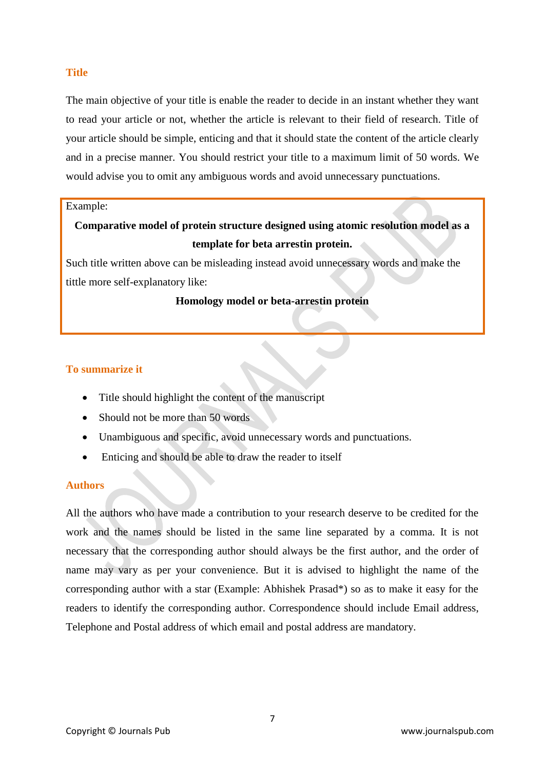## Title

The main objective of your title is enable the reader to decide in an instant whether they want to read your article or not, whether the article is relevant to their field of research. Title of your article should be simple, enticing and that it should state the content of the article clearly and in a precise manner. You should restrict your title to a maximum limit of 50 words. We would advise you to omit any ambiguous words and avoid unnecessary punctuations.

> Example:
>
> **Comparative model of protein structure designed using atomic resolution model as a template for beta arrestin protein.**
>
> Such title written above can be misleading instead avoid unnecessary words and make the tittle more self-explanatory like:
>
> **Homology model or beta-arrestin protein**

## To summarize it

- Title should highlight the content of the manuscript
- Should not be more than 50 words
- Unambiguous and specific, avoid unnecessary words and punctuations.
- Enticing and should be able to draw the reader to itself

## Authors

All the authors who have made a contribution to your research deserve to be credited for the work and the names should be listed in the same line separated by a comma. It is not necessary that the corresponding author should always be the first author, and the order of name may vary as per your convenience. But it is advised to highlight the name of the corresponding author with a star (Example: Abhishek Prasad*) so as to make it easy for the readers to identify the corresponding author. Correspondence should include Email address, Telephone and Postal address of which email and postal address are mandatory.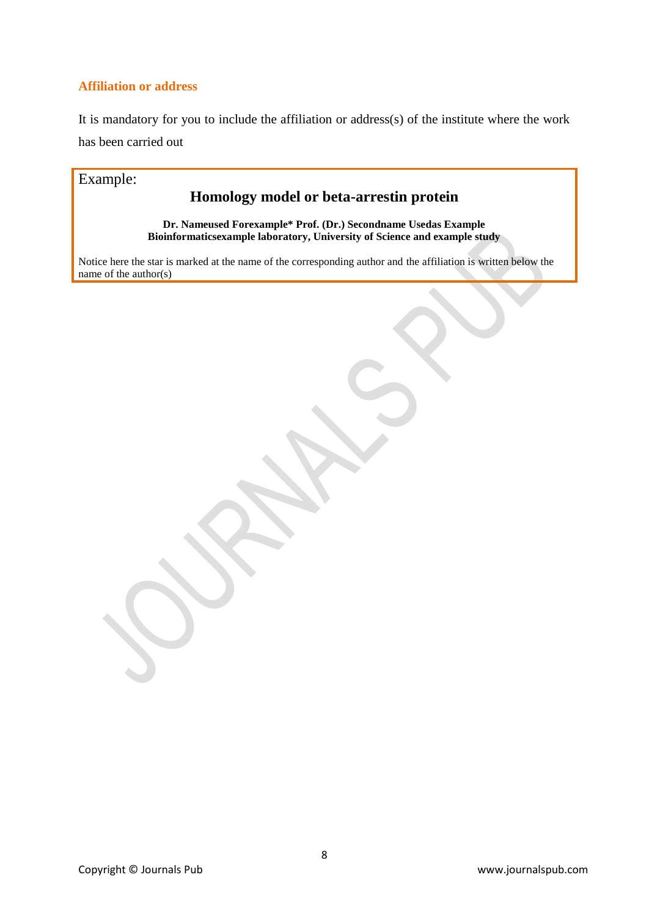## Affiliation or address

It is mandatory for you to include the affiliation or address(s) of the institute where the work has been carried out

Example:

**Homology model or beta-arrestin protein**

**Dr. Nameused Forexample* Prof. (Dr.) Secondname Usedas Example**
**Bioinformaticsexample laboratory, University of Science and example study**

Notice here the star is marked at the name of the corresponding author and the affiliation is written below the name of the author(s)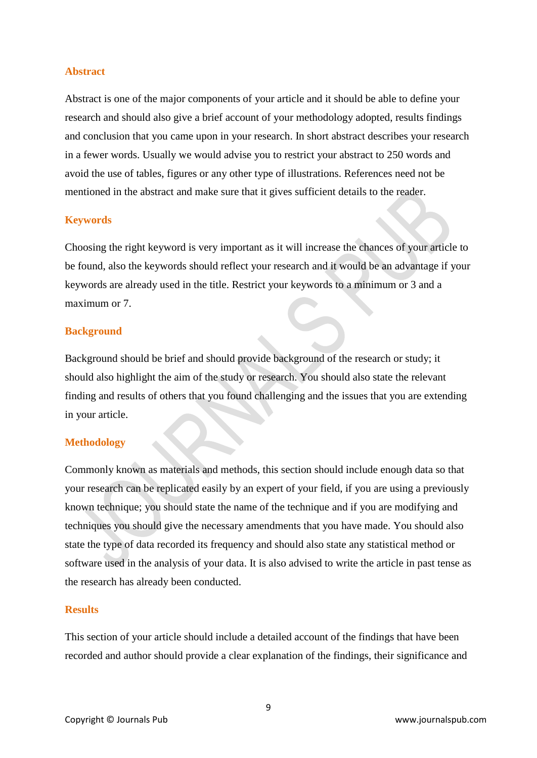## Abstract

Abstract is one of the major components of your article and it should be able to define your research and should also give a brief account of your methodology adopted, results findings and conclusion that you came upon in your research. In short abstract describes your research in a fewer words. Usually we would advise you to restrict your abstract to 250 words and avoid the use of tables, figures or any other type of illustrations. References need not be mentioned in the abstract and make sure that it gives sufficient details to the reader.

## Keywords

Choosing the right keyword is very important as it will increase the chances of your article to be found, also the keywords should reflect your research and it would be an advantage if your keywords are already used in the title. Restrict your keywords to a minimum or 3 and a maximum or 7.

## Background

Background should be brief and should provide background of the research or study; it should also highlight the aim of the study or research. You should also state the relevant finding and results of others that you found challenging and the issues that you are extending in your article.

## Methodology

Commonly known as materials and methods, this section should include enough data so that your research can be replicated easily by an expert of your field, if you are using a previously known technique; you should state the name of the technique and if you are modifying and techniques you should give the necessary amendments that you have made. You should also state the type of data recorded its frequency and should also state any statistical method or software used in the analysis of your data. It is also advised to write the article in past tense as the research has already been conducted.

## Results

This section of your article should include a detailed account of the findings that have been recorded and author should provide a clear explanation of the findings, their significance and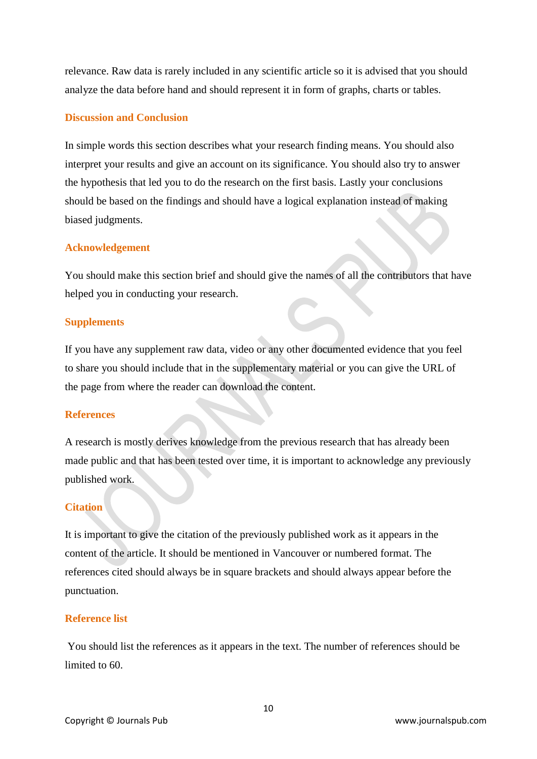relevance. Raw data is rarely included in any scientific article so it is advised that you should analyze the data before hand and should represent it in form of graphs, charts or tables.

## Discussion and Conclusion

In simple words this section describes what your research finding means. You should also interpret your results and give an account on its significance. You should also try to answer the hypothesis that led you to do the research on the first basis. Lastly your conclusions should be based on the findings and should have a logical explanation instead of making biased judgments.

## Acknowledgement

You should make this section brief and should give the names of all the contributors that have helped you in conducting your research.

## Supplements

If you have any supplement raw data, video or any other documented evidence that you feel to share you should include that in the supplementary material or you can give the URL of the page from where the reader can download the content.

## References

A research is mostly derives knowledge from the previous research that has already been made public and that has been tested over time, it is important to acknowledge any previously published work.

## Citation

It is important to give the citation of the previously published work as it appears in the content of the article. It should be mentioned in Vancouver or numbered format. The references cited should always be in square brackets and should always appear before the punctuation.

## Reference list

You should list the references as it appears in the text. The number of references should be limited to 60.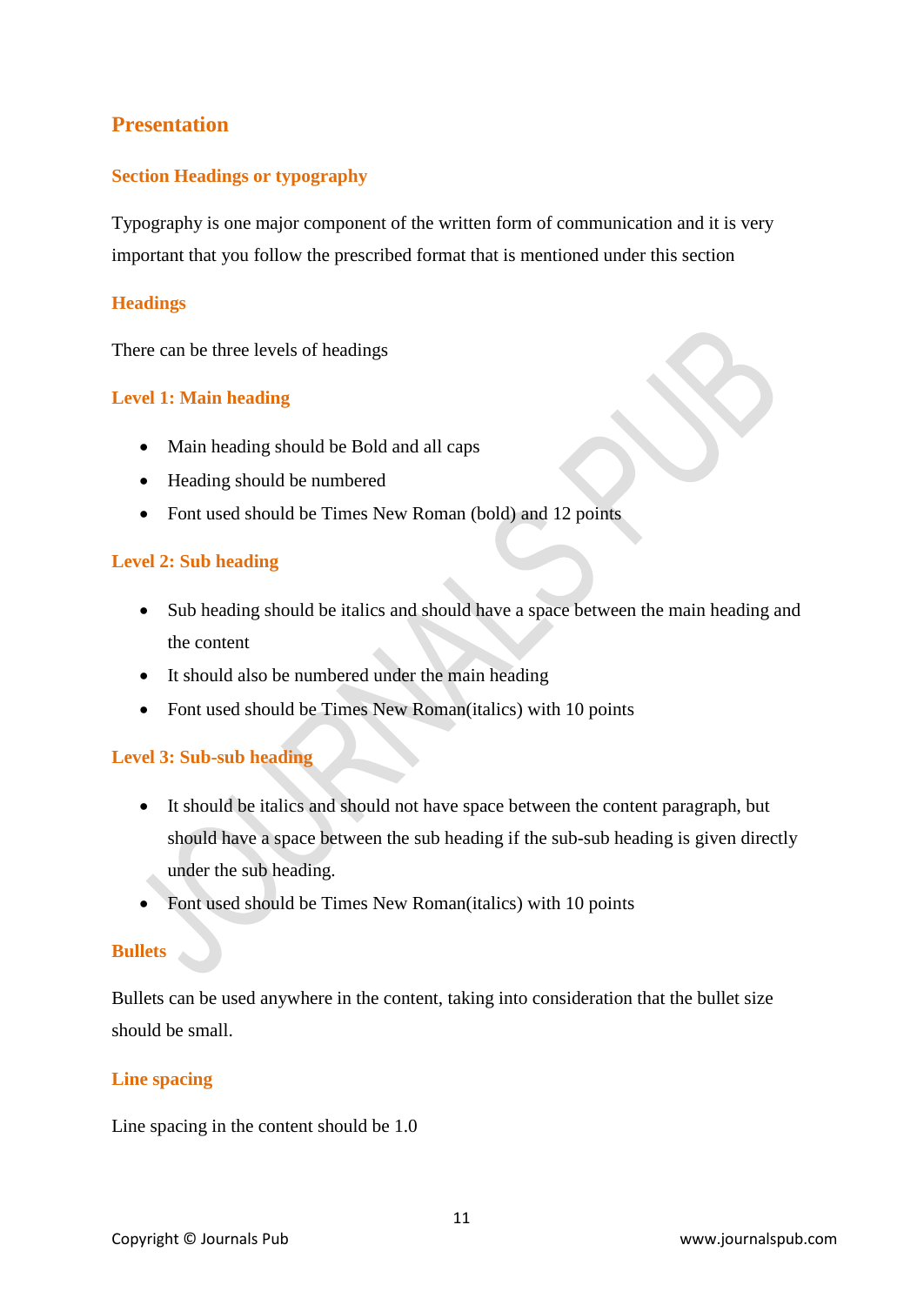# Presentation

## Section Headings or typography

Typography is one major component of the written form of communication and it is very important that you follow the prescribed format that is mentioned under this section

### Headings

There can be three levels of headings

### Level 1: Main heading

- Main heading should be Bold and all caps
- Heading should be numbered
- Font used should be Times New Roman (bold) and 12 points

### Level 2: Sub heading

- Sub heading should be italics and should have a space between the main heading and the content
- It should also be numbered under the main heading
- Font used should be Times New Roman(italics) with 10 points

### Level 3: Sub-sub heading

- It should be italics and should not have space between the content paragraph, but should have a space between the sub heading if the sub-sub heading is given directly under the sub heading.
- Font used should be Times New Roman(italics) with 10 points

### Bullets

Bullets can be used anywhere in the content, taking into consideration that the bullet size should be small.

### Line spacing

Line spacing in the content should be 1.0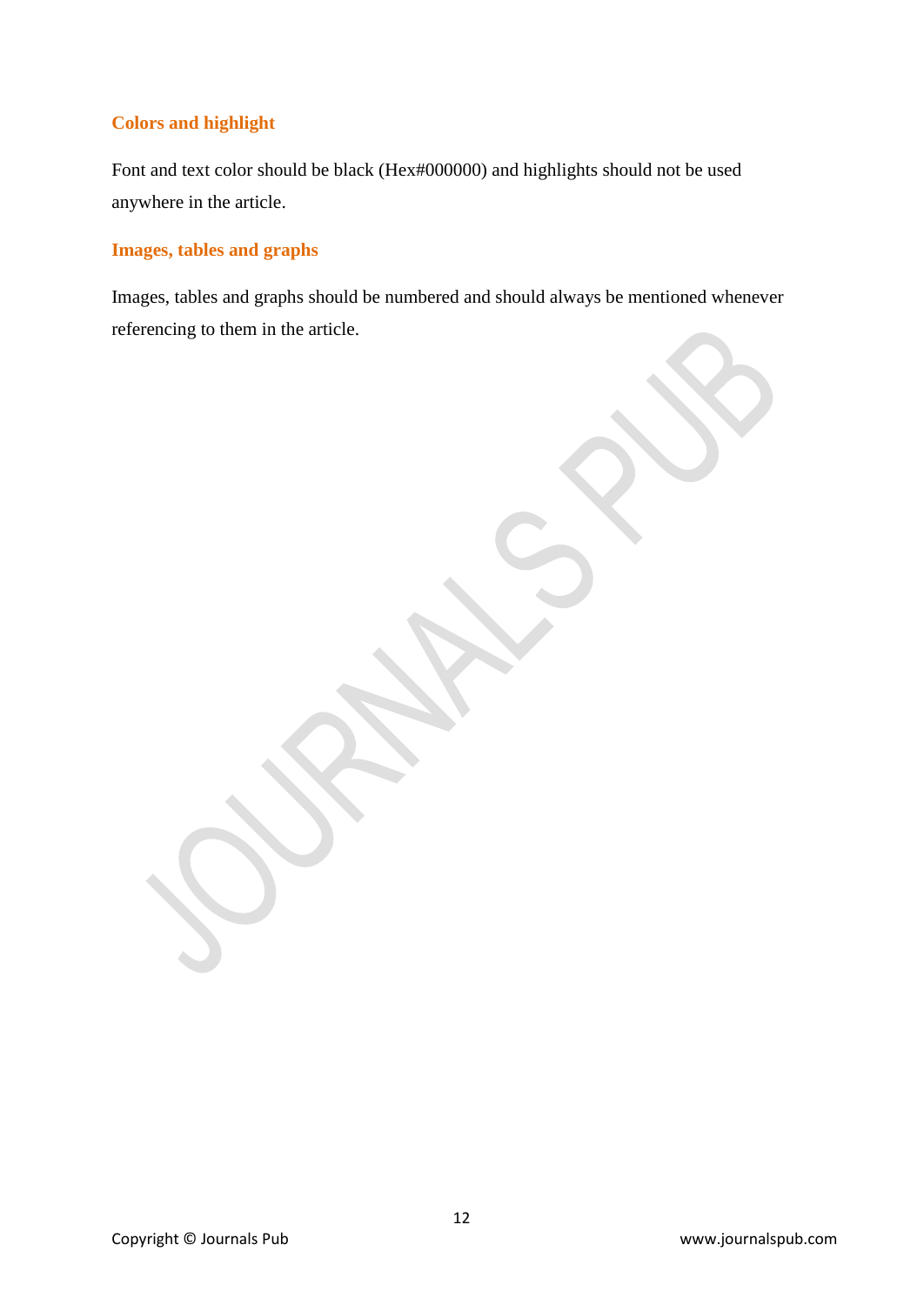### Colors and highlight

Font and text color should be black (Hex#000000) and highlights should not be used anywhere in the article.

### Images, tables and graphs

Images, tables and graphs should be numbered and should always be mentioned whenever referencing to them in the article.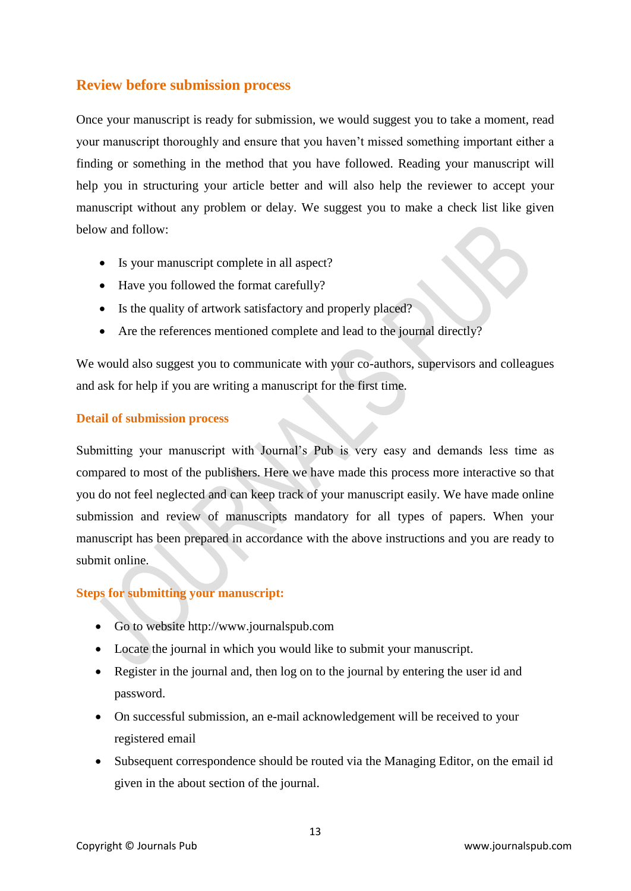## Review before submission process

Once your manuscript is ready for submission, we would suggest you to take a moment, read your manuscript thoroughly and ensure that you haven't missed something important either a finding or something in the method that you have followed. Reading your manuscript will help you in structuring your article better and will also help the reviewer to accept your manuscript without any problem or delay. We suggest you to make a check list like given below and follow:

- Is your manuscript complete in all aspect?
- Have you followed the format carefully?
- Is the quality of artwork satisfactory and properly placed?
- Are the references mentioned complete and lead to the journal directly?

We would also suggest you to communicate with your co-authors, supervisors and colleagues and ask for help if you are writing a manuscript for the first time.

### Detail of submission process

Submitting your manuscript with Journal's Pub is very easy and demands less time as compared to most of the publishers. Here we have made this process more interactive so that you do not feel neglected and can keep track of your manuscript easily. We have made online submission and review of manuscripts mandatory for all types of papers. When your manuscript has been prepared in accordance with the above instructions and you are ready to submit online.

### Steps for submitting your manuscript:

- Go to website http://www.journalspub.com
- Locate the journal in which you would like to submit your manuscript.
- Register in the journal and, then log on to the journal by entering the user id and password.
- On successful submission, an e-mail acknowledgement will be received to your registered email
- Subsequent correspondence should be routed via the Managing Editor, on the email id given in the about section of the journal.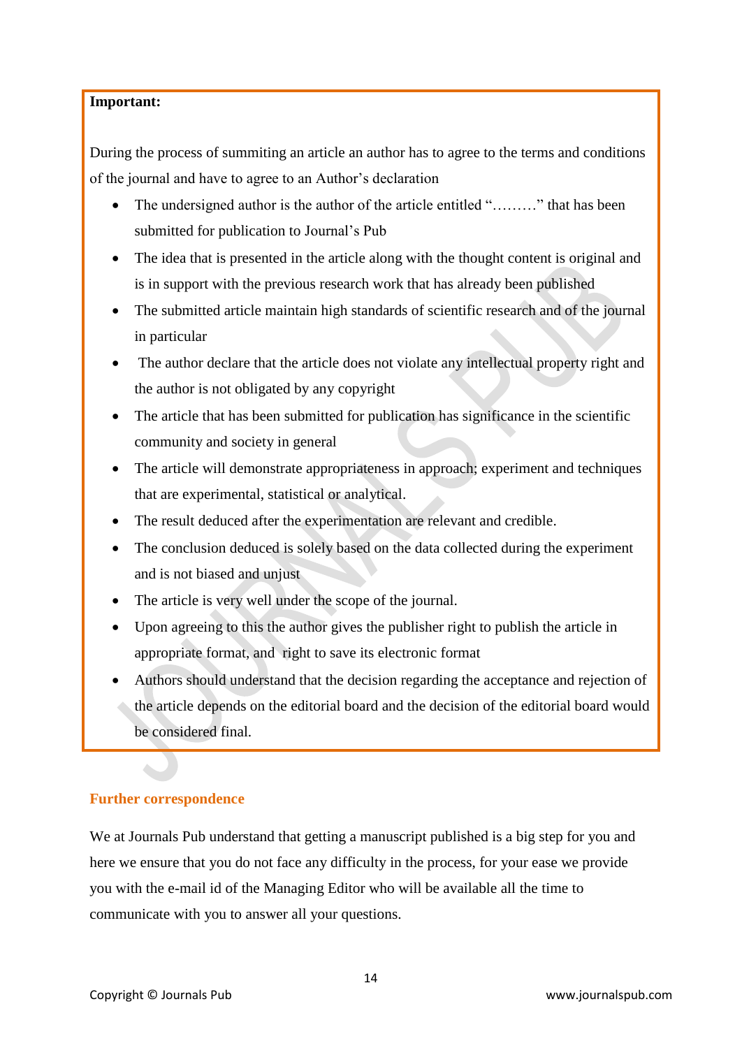**Important:**

During the process of summiting an article an author has to agree to the terms and conditions of the journal and have to agree to an Author's declaration

- The undersigned author is the author of the article entitled "………" that has been submitted for publication to Journal's Pub
- The idea that is presented in the article along with the thought content is original and is in support with the previous research work that has already been published
- The submitted article maintain high standards of scientific research and of the journal in particular
- The author declare that the article does not violate any intellectual property right and the author is not obligated by any copyright
- The article that has been submitted for publication has significance in the scientific community and society in general
- The article will demonstrate appropriateness in approach; experiment and techniques that are experimental, statistical or analytical.
- The result deduced after the experimentation are relevant and credible.
- The conclusion deduced is solely based on the data collected during the experiment and is not biased and unjust
- The article is very well under the scope of the journal.
- Upon agreeing to this the author gives the publisher right to publish the article in appropriate format, and right to save its electronic format
- Authors should understand that the decision regarding the acceptance and rejection of the article depends on the editorial board and the decision of the editorial board would be considered final.

## Further correspondence

We at Journals Pub understand that getting a manuscript published is a big step for you and here we ensure that you do not face any difficulty in the process, for your ease we provide you with the e-mail id of the Managing Editor who will be available all the time to communicate with you to answer all your questions.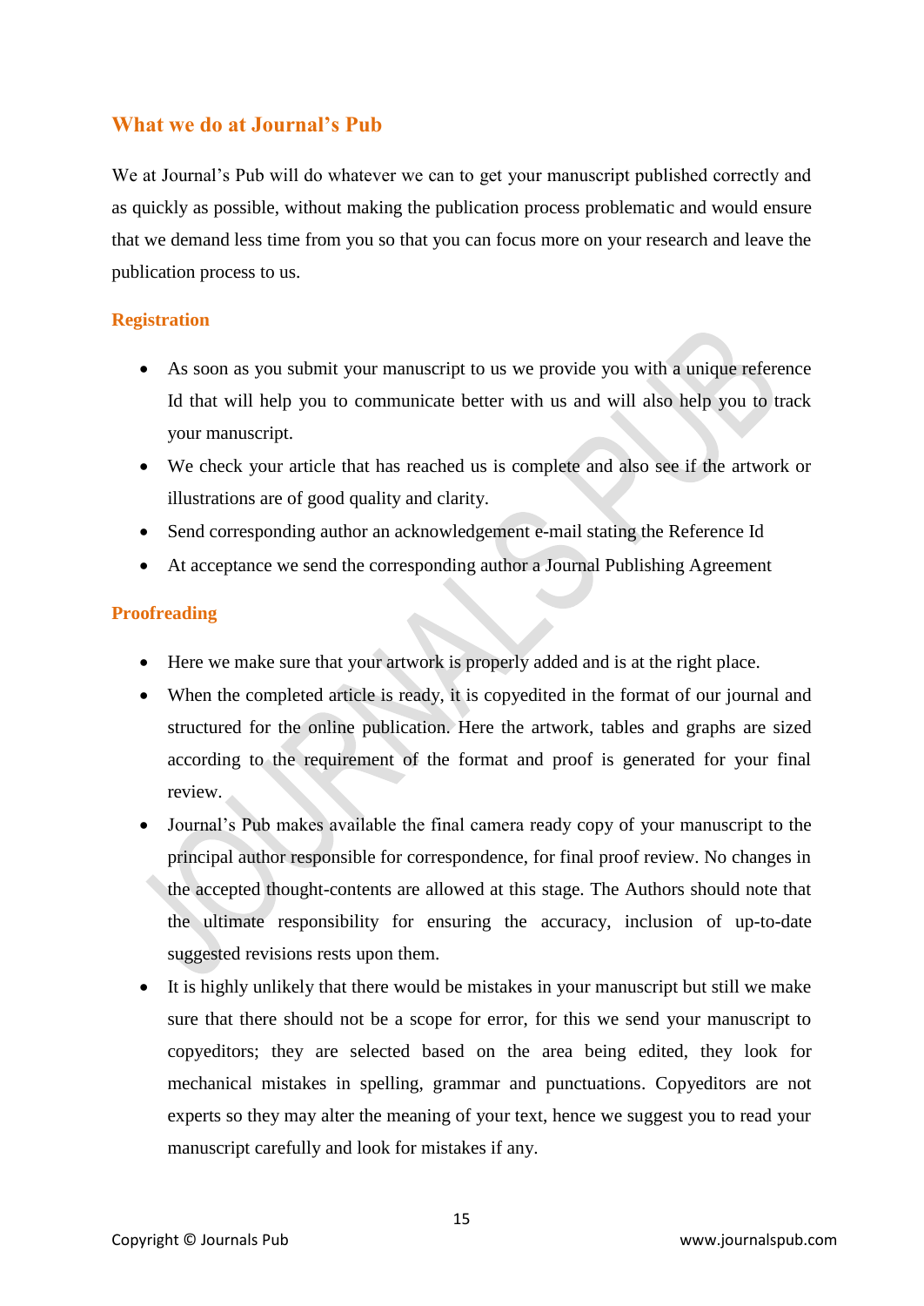## What we do at Journal's Pub

We at Journal's Pub will do whatever we can to get your manuscript published correctly and as quickly as possible, without making the publication process problematic and would ensure that we demand less time from you so that you can focus more on your research and leave the publication process to us.

### Registration

- As soon as you submit your manuscript to us we provide you with a unique reference Id that will help you to communicate better with us and will also help you to track your manuscript.
- We check your article that has reached us is complete and also see if the artwork or illustrations are of good quality and clarity.
- Send corresponding author an acknowledgement e-mail stating the Reference Id
- At acceptance we send the corresponding author a Journal Publishing Agreement

### Proofreading

- Here we make sure that your artwork is properly added and is at the right place.
- When the completed article is ready, it is copyedited in the format of our journal and structured for the online publication. Here the artwork, tables and graphs are sized according to the requirement of the format and proof is generated for your final review.
- Journal's Pub makes available the final camera ready copy of your manuscript to the principal author responsible for correspondence, for final proof review. No changes in the accepted thought-contents are allowed at this stage. The Authors should note that the ultimate responsibility for ensuring the accuracy, inclusion of up-to-date suggested revisions rests upon them.
- It is highly unlikely that there would be mistakes in your manuscript but still we make sure that there should not be a scope for error, for this we send your manuscript to copyeditors; they are selected based on the area being edited, they look for mechanical mistakes in spelling, grammar and punctuations. Copyeditors are not experts so they may alter the meaning of your text, hence we suggest you to read your manuscript carefully and look for mistakes if any.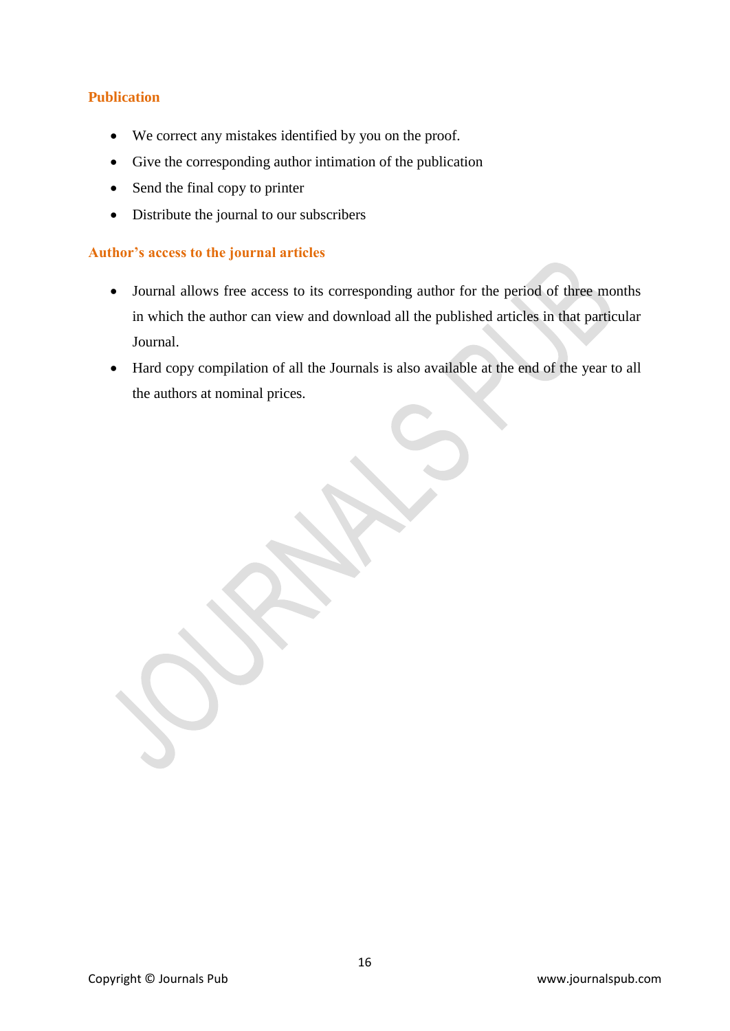## Publication

- We correct any mistakes identified by you on the proof.
- Give the corresponding author intimation of the publication
- Send the final copy to printer
- Distribute the journal to our subscribers

## Author's access to the journal articles

- Journal allows free access to its corresponding author for the period of three months in which the author can view and download all the published articles in that particular Journal.
- Hard copy compilation of all the Journals is also available at the end of the year to all the authors at nominal prices.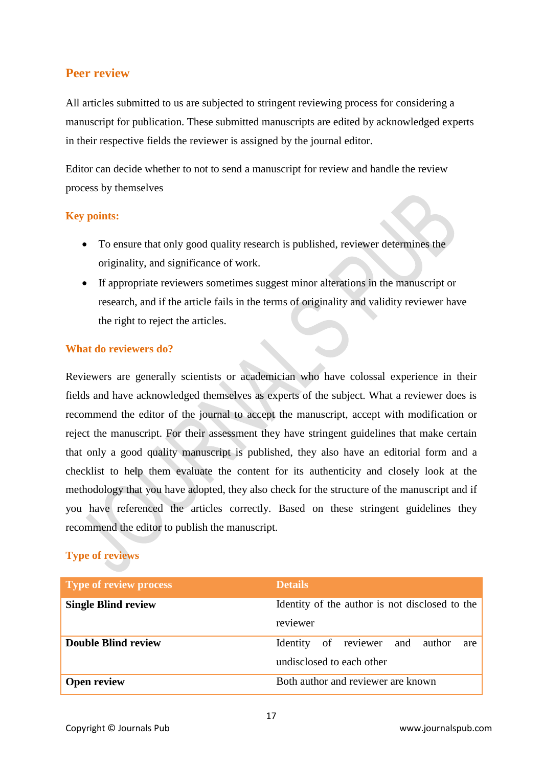## Peer review

All articles submitted to us are subjected to stringent reviewing process for considering a manuscript for publication. These submitted manuscripts are edited by acknowledged experts in their respective fields the reviewer is assigned by the journal editor.

Editor can decide whether to not to send a manuscript for review and handle the review process by themselves

### Key points:

- To ensure that only good quality research is published, reviewer determines the originality, and significance of work.
- If appropriate reviewers sometimes suggest minor alterations in the manuscript or research, and if the article fails in the terms of originality and validity reviewer have the right to reject the articles.

### What do reviewers do?

Reviewers are generally scientists or academician who have colossal experience in their fields and have acknowledged themselves as experts of the subject. What a reviewer does is recommend the editor of the journal to accept the manuscript, accept with modification or reject the manuscript. For their assessment they have stringent guidelines that make certain that only a good quality manuscript is published, they also have an editorial form and a checklist to help them evaluate the content for its authenticity and closely look at the methodology that you have adopted, they also check for the structure of the manuscript and if you have referenced the articles correctly. Based on these stringent guidelines they recommend the editor to publish the manuscript.

### Type of reviews

| Type of review process | Details |
|---|---|
| **Single Blind review** | Identity of the author is not disclosed to the reviewer |
| **Double Blind review** | Identity of reviewer and author are undisclosed to each other |
| **Open review** | Both author and reviewer are known |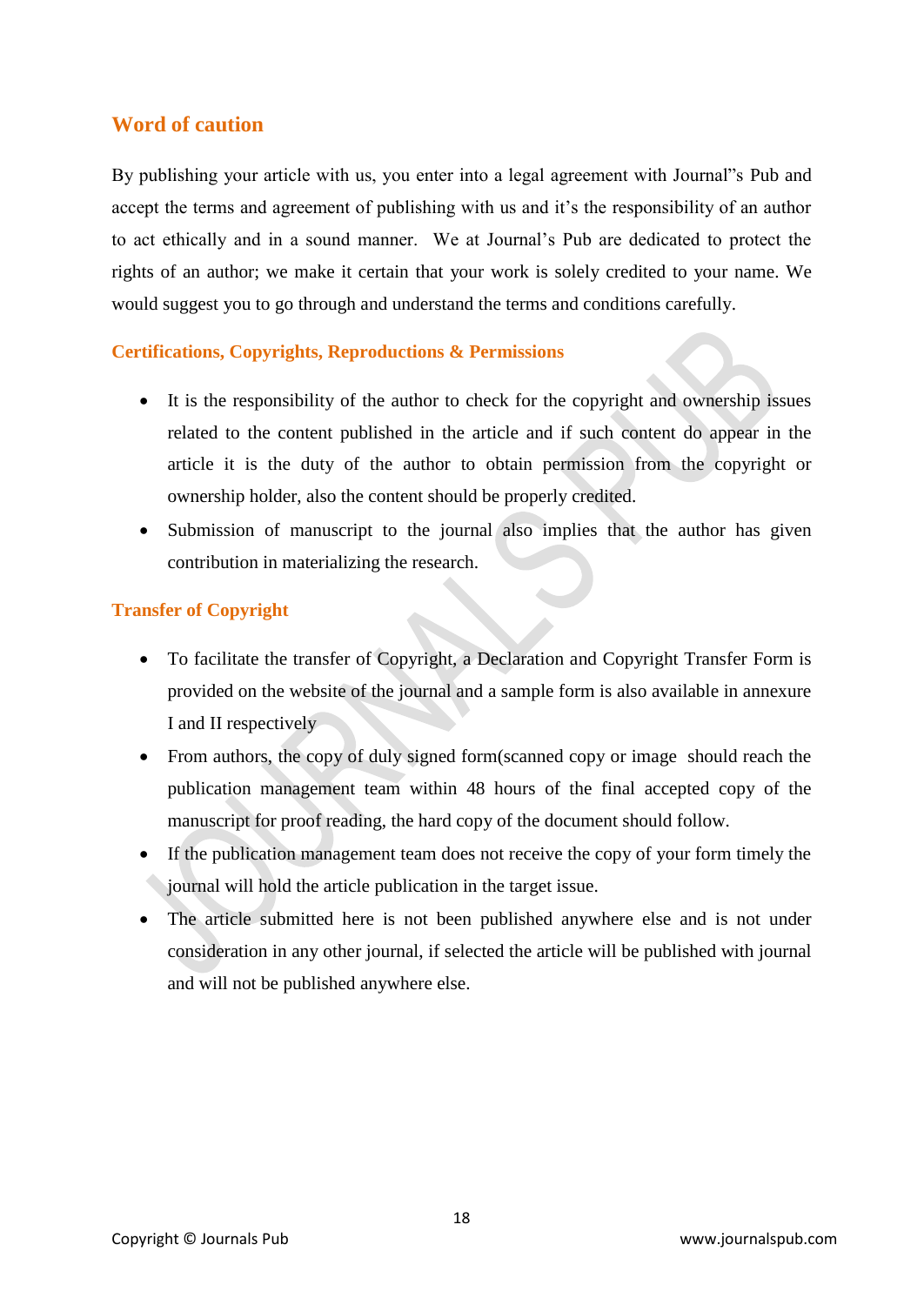## Word of caution

By publishing your article with us, you enter into a legal agreement with Journal"s Pub and accept the terms and agreement of publishing with us and it's the responsibility of an author to act ethically and in a sound manner. We at Journal's Pub are dedicated to protect the rights of an author; we make it certain that your work is solely credited to your name. We would suggest you to go through and understand the terms and conditions carefully.

### Certifications, Copyrights, Reproductions & Permissions

- It is the responsibility of the author to check for the copyright and ownership issues related to the content published in the article and if such content do appear in the article it is the duty of the author to obtain permission from the copyright or ownership holder, also the content should be properly credited.
- Submission of manuscript to the journal also implies that the author has given contribution in materializing the research.

### Transfer of Copyright

- To facilitate the transfer of Copyright, a Declaration and Copyright Transfer Form is provided on the website of the journal and a sample form is also available in annexure I and II respectively
- From authors, the copy of duly signed form(scanned copy or image should reach the publication management team within 48 hours of the final accepted copy of the manuscript for proof reading, the hard copy of the document should follow.
- If the publication management team does not receive the copy of your form timely the journal will hold the article publication in the target issue.
- The article submitted here is not been published anywhere else and is not under consideration in any other journal, if selected the article will be published with journal and will not be published anywhere else.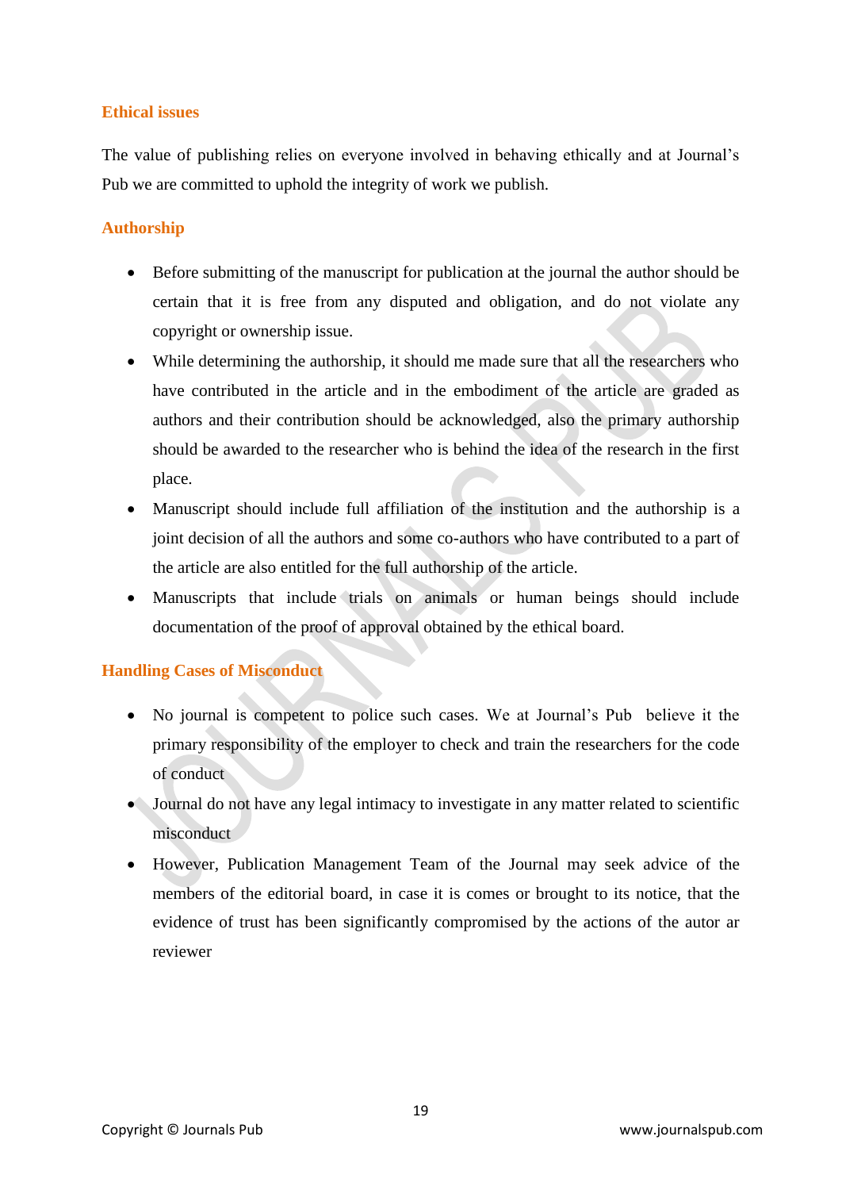## Ethical issues

The value of publishing relies on everyone involved in behaving ethically and at Journal's Pub we are committed to uphold the integrity of work we publish.

## Authorship

- Before submitting of the manuscript for publication at the journal the author should be certain that it is free from any disputed and obligation, and do not violate any copyright or ownership issue.
- While determining the authorship, it should me made sure that all the researchers who have contributed in the article and in the embodiment of the article are graded as authors and their contribution should be acknowledged, also the primary authorship should be awarded to the researcher who is behind the idea of the research in the first place.
- Manuscript should include full affiliation of the institution and the authorship is a joint decision of all the authors and some co-authors who have contributed to a part of the article are also entitled for the full authorship of the article.
- Manuscripts that include trials on animals or human beings should include documentation of the proof of approval obtained by the ethical board.

## Handling Cases of Misconduct

- No journal is competent to police such cases. We at Journal's Pub believe it the primary responsibility of the employer to check and train the researchers for the code of conduct
- Journal do not have any legal intimacy to investigate in any matter related to scientific misconduct
- However, Publication Management Team of the Journal may seek advice of the members of the editorial board, in case it is comes or brought to its notice, that the evidence of trust has been significantly compromised by the actions of the autor ar reviewer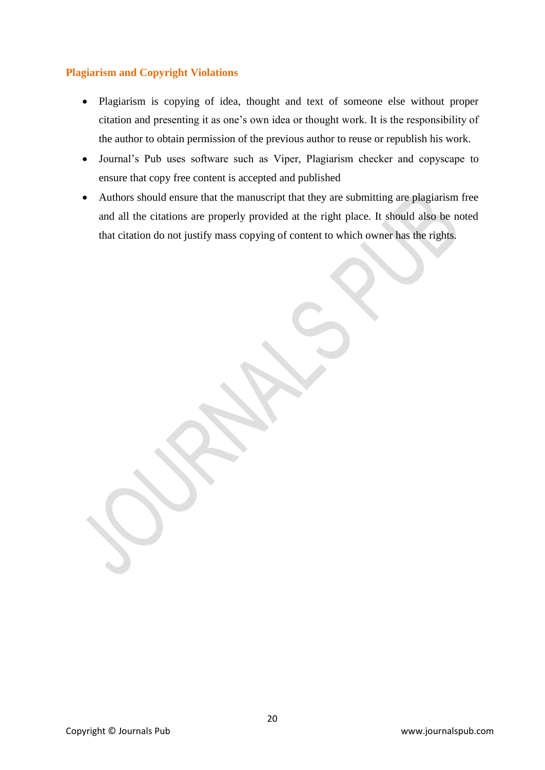## Plagiarism and Copyright Violations

- Plagiarism is copying of idea, thought and text of someone else without proper citation and presenting it as one's own idea or thought work. It is the responsibility of the author to obtain permission of the previous author to reuse or republish his work.
- Journal's Pub uses software such as Viper, Plagiarism checker and copyscape to ensure that copy free content is accepted and published
- Authors should ensure that the manuscript that they are submitting are plagiarism free and all the citations are properly provided at the right place. It should also be noted that citation do not justify mass copying of content to which owner has the rights.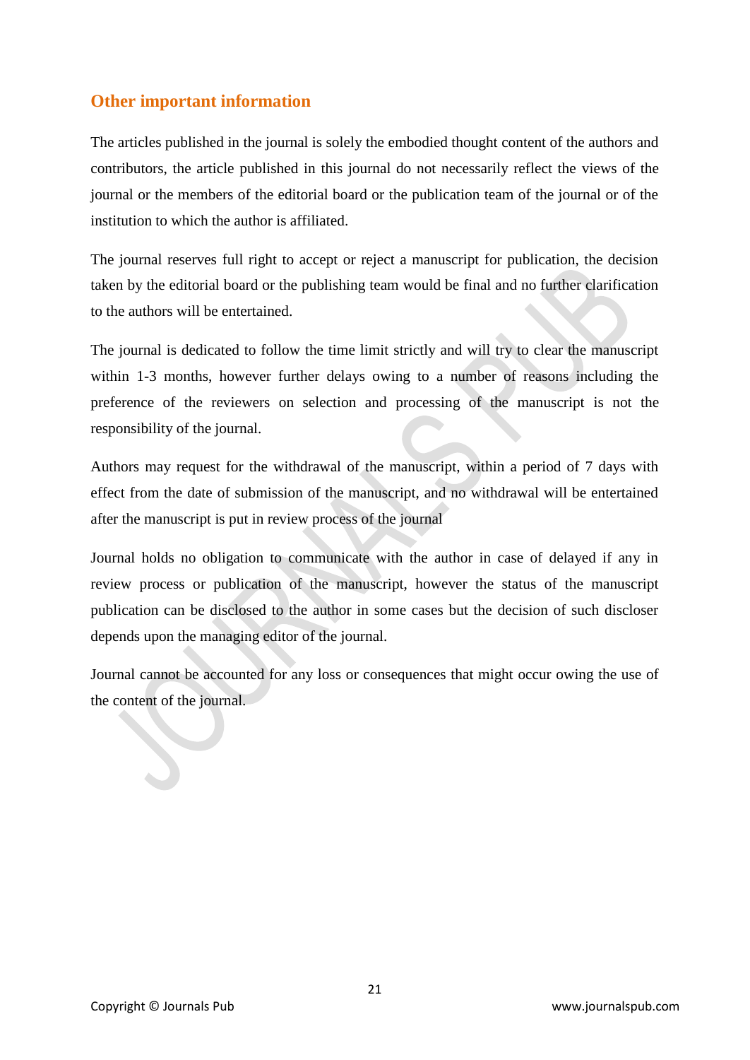## Other important information

The articles published in the journal is solely the embodied thought content of the authors and contributors, the article published in this journal do not necessarily reflect the views of the journal or the members of the editorial board or the publication team of the journal or of the institution to which the author is affiliated.

The journal reserves full right to accept or reject a manuscript for publication, the decision taken by the editorial board or the publishing team would be final and no further clarification to the authors will be entertained.

The journal is dedicated to follow the time limit strictly and will try to clear the manuscript within 1-3 months, however further delays owing to a number of reasons including the preference of the reviewers on selection and processing of the manuscript is not the responsibility of the journal.

Authors may request for the withdrawal of the manuscript, within a period of 7 days with effect from the date of submission of the manuscript, and no withdrawal will be entertained after the manuscript is put in review process of the journal

Journal holds no obligation to communicate with the author in case of delayed if any in review process or publication of the manuscript, however the status of the manuscript publication can be disclosed to the author in some cases but the decision of such discloser depends upon the managing editor of the journal.

Journal cannot be accounted for any loss or consequences that might occur owing the use of the content of the journal.